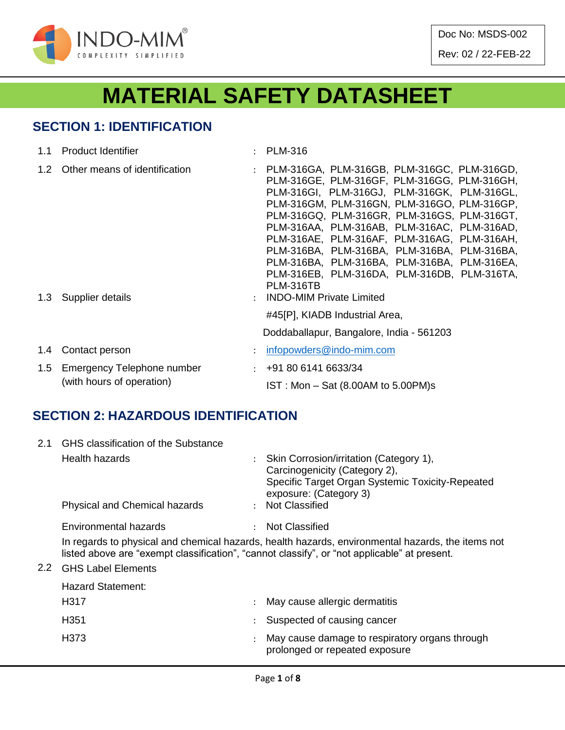INDO-MIM®
COMPLEXITY SIMPLIFIED

Doc No: MSDS-002

Rev: 02 / 22-FEB-22

# MATERIAL SAFETY DATASHEET

## SECTION 1: IDENTIFICATION

1.1 Product Identifier : PLM-316

1.2 Other means of identification : PLM-316GA, PLM-316GB, PLM-316GC, PLM-316GD, PLM-316GE, PLM-316GF, PLM-316GG, PLM-316GH, PLM-316GI, PLM-316GJ, PLM-316GK, PLM-316GL, PLM-316GM, PLM-316GN, PLM-316GO, PLM-316GP, PLM-316GQ, PLM-316GR, PLM-316GS, PLM-316GT, PLM-316AA, PLM-316AB, PLM-316AC, PLM-316AD, PLM-316AE, PLM-316AF, PLM-316AG, PLM-316AH, PLM-316BA, PLM-316BA, PLM-316BA, PLM-316BA, PLM-316BA, PLM-316BA, PLM-316BA, PLM-316EA, PLM-316EB, PLM-316DA, PLM-316DB, PLM-316TA, PLM-316TB

1.3 Supplier details : INDO-MIM Private Limited

#45[P], KIADB Industrial Area,

Doddaballapur, Bangalore, India - 561203

1.4 Contact person : infopowders@indo-mim.com

1.5 Emergency Telephone number (with hours of operation) : +91 80 6141 6633/34

IST : Mon – Sat (8.00AM to 5.00PM)s

## SECTION 2: HAZARDOUS IDENTIFICATION

2.1 GHS classification of the Substance

Health hazards : Skin Corrosion/irritation (Category 1), Carcinogenicity (Category 2), Specific Target Organ Systemic Toxicity-Repeated exposure: (Category 3)

Physical and Chemical hazards : Not Classified

Environmental hazards : Not Classified

In regards to physical and chemical hazards, health hazards, environmental hazards, the items not listed above are "exempt classification", "cannot classify", or "not applicable" at present.

2.2 GHS Label Elements

Hazard Statement:

H317 : May cause allergic dermatitis

H351 : Suspected of causing cancer

H373 : May cause damage to respiratory organs through prolonged or repeated exposure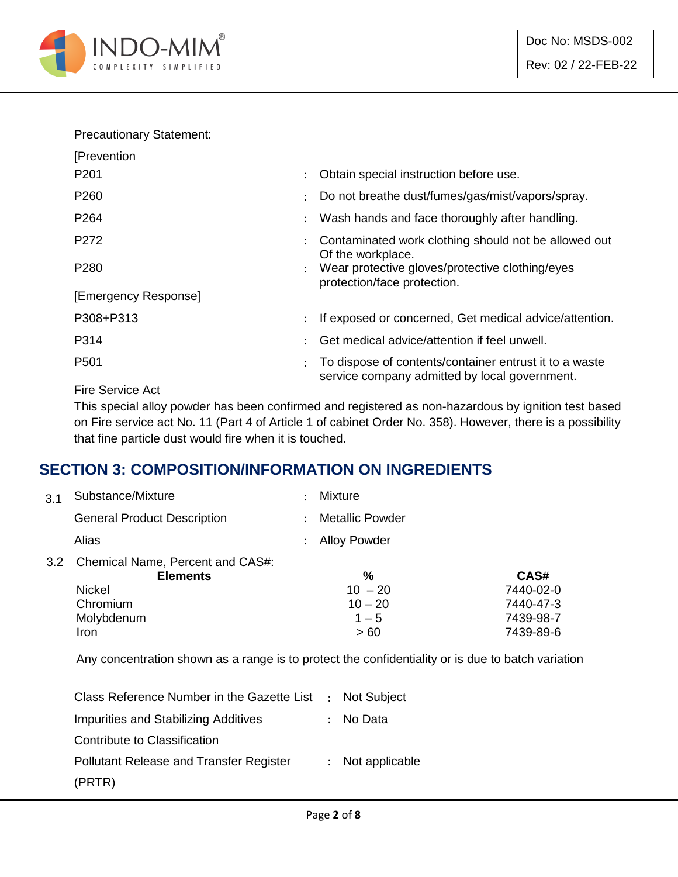Precautionary Statement:

[Prevention

| | | |
|---|---|---|
| P201 | : | Obtain special instruction before use. |
| P260 | : | Do not breathe dust/fumes/gas/mist/vapors/spray. |
| P264 | : | Wash hands and face thoroughly after handling. |
| P272 | : | Contaminated work clothing should not be allowed out Of the workplace. |
| P280 | : | Wear protective gloves/protective clothing/eyes protection/face protection. |

[Emergency Response]

| | | |
|---|---|---|
| P308+P313 | : | If exposed or concerned, Get medical advice/attention. |
| P314 | : | Get medical advice/attention if feel unwell. |
| P501 | : | To dispose of contents/container entrust it to a waste service company admitted by local government. |

Fire Service Act

This special alloy powder has been confirmed and registered as non-hazardous by ignition test based on Fire service act No. 11 (Part 4 of Article 1 of cabinet Order No. 358). However, there is a possibility that fine particle dust would fire when it is touched.

## SECTION 3: COMPOSITION/INFORMATION ON INGREDIENTS

3.1 Substance/Mixture : Mixture

General Product Description : Metallic Powder

Alias : Alloy Powder

3.2 Chemical Name, Percent and CAS#:

| Elements | % | CAS# |
|---|---|---|
| Nickel | 10 – 20 | 7440-02-0 |
| Chromium | 10 – 20 | 7440-47-3 |
| Molybdenum | 1 – 5 | 7439-98-7 |
| Iron | > 60 | 7439-89-6 |

Any concentration shown as a range is to protect the confidentiality or is due to batch variation

| | | |
|---|---|---|
| Class Reference Number in the Gazette List | : | Not Subject |
| Impurities and Stabilizing Additives Contribute to Classification | : | No Data |
| Pollutant Release and Transfer Register (PRTR) | : | Not applicable |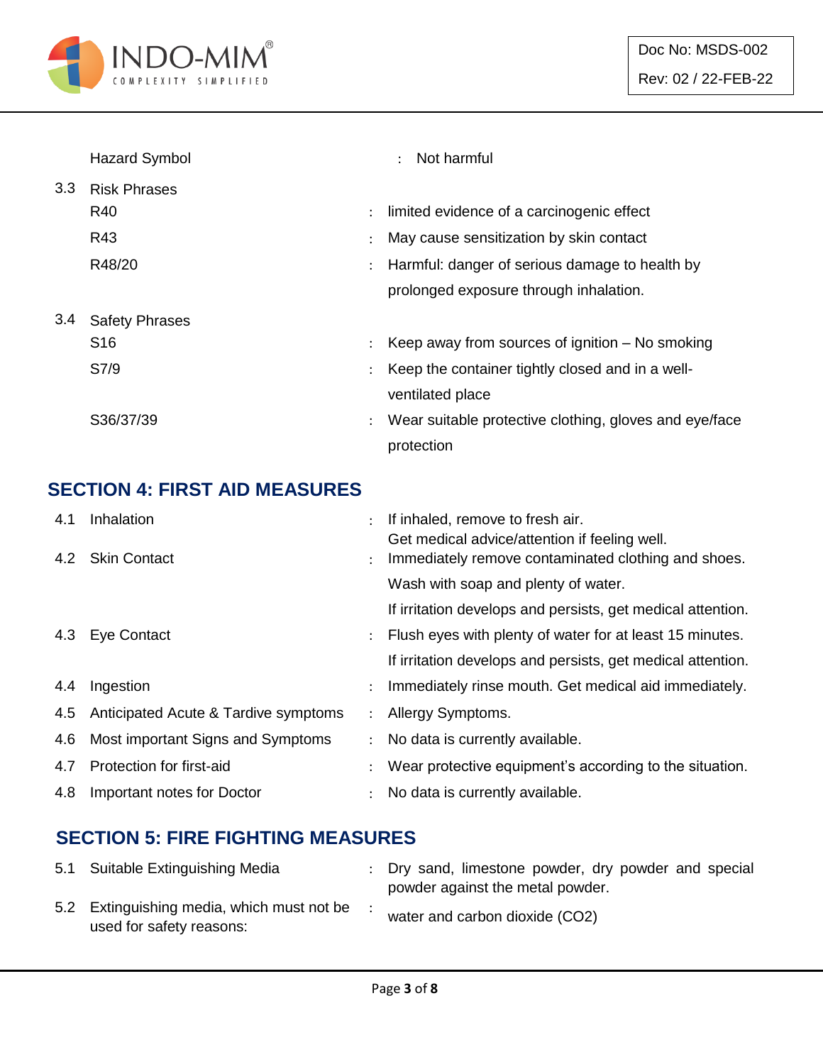| | | | |
|---|---|---|---|
| | Hazard Symbol | : | Not harmful |
| 3.3 | Risk Phrases | | |
| | R40 | : | limited evidence of a carcinogenic effect |
| | R43 | : | May cause sensitization by skin contact |
| | R48/20 | : | Harmful: danger of serious damage to health by prolonged exposure through inhalation. |
| 3.4 | Safety Phrases | | |
| | S16 | : | Keep away from sources of ignition – No smoking |
| | S7/9 | : | Keep the container tightly closed and in a well-ventilated place |
| | S36/37/39 | : | Wear suitable protective clothing, gloves and eye/face protection |

## SECTION 4: FIRST AID MEASURES

| | | | |
|---|---|---|---|
| 4.1 | Inhalation | : | If inhaled, remove to fresh air. Get medical advice/attention if feeling well. |
| 4.2 | Skin Contact | : | Immediately remove contaminated clothing and shoes. Wash with soap and plenty of water. If irritation develops and persists, get medical attention. |
| 4.3 | Eye Contact | : | Flush eyes with plenty of water for at least 15 minutes. If irritation develops and persists, get medical attention. |
| 4.4 | Ingestion | : | Immediately rinse mouth. Get medical aid immediately. |
| 4.5 | Anticipated Acute & Tardive symptoms | : | Allergy Symptoms. |
| 4.6 | Most important Signs and Symptoms | : | No data is currently available. |
| 4.7 | Protection for first-aid | : | Wear protective equipment's according to the situation. |
| 4.8 | Important notes for Doctor | : | No data is currently available. |

## SECTION 5: FIRE FIGHTING MEASURES

| | | | |
|---|---|---|---|
| 5.1 | Suitable Extinguishing Media | : | Dry sand, limestone powder, dry powder and special powder against the metal powder. |
| 5.2 | Extinguishing media, which must not be used for safety reasons: | : | water and carbon dioxide ($CO_2$) |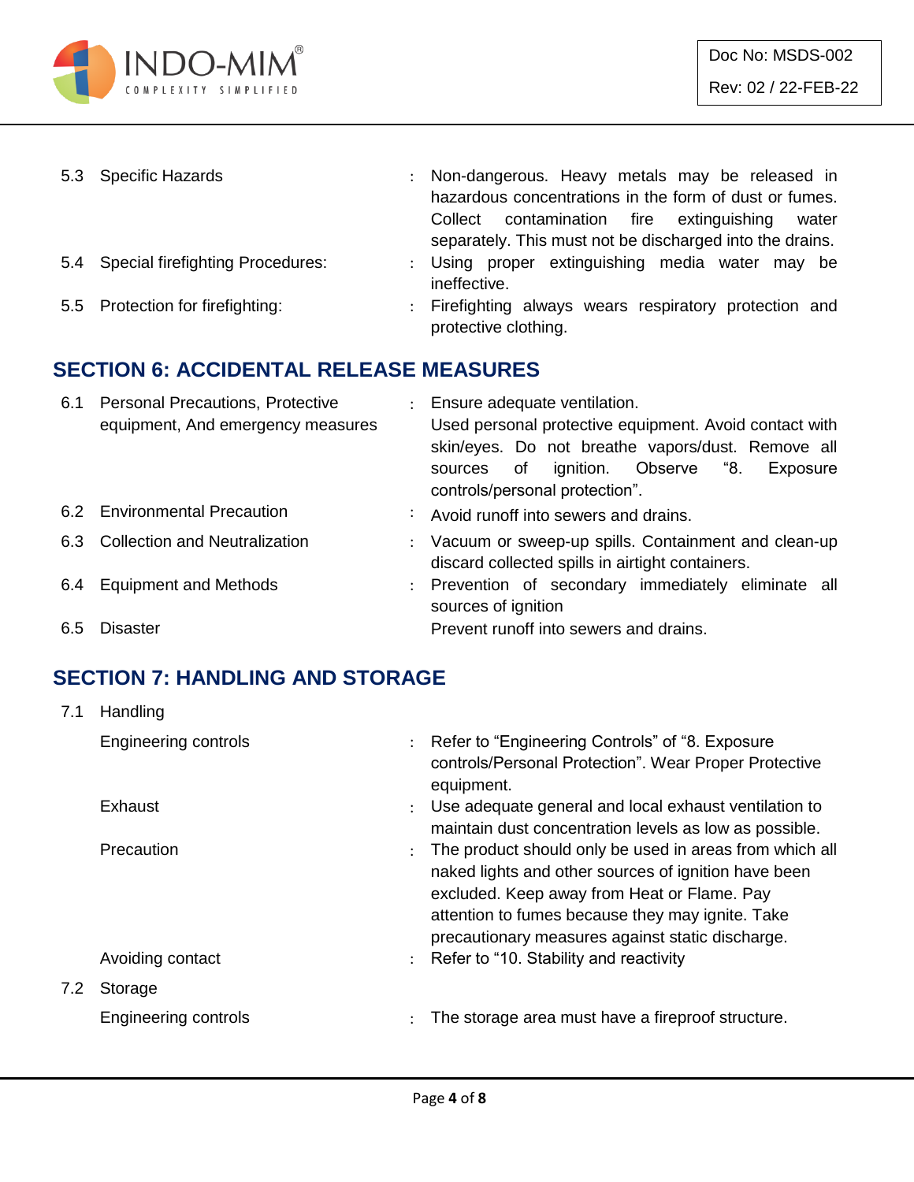| | | | |
|---|---|---|---|
| 5.3 | Specific Hazards | : | Non-dangerous. Heavy metals may be released in hazardous concentrations in the form of dust or fumes. Collect contamination fire extinguishing water separately. This must not be discharged into the drains. |
| 5.4 | Special firefighting Procedures: | : | Using proper extinguishing media water may be ineffective. |
| 5.5 | Protection for firefighting: | : | Firefighting always wears respiratory protection and protective clothing. |

## SECTION 6: ACCIDENTAL RELEASE MEASURES

| | | | |
|---|---|---|---|
| 6.1 | Personal Precautions, Protective equipment, And emergency measures | : | Ensure adequate ventilation. Used personal protective equipment. Avoid contact with skin/eyes. Do not breathe vapors/dust. Remove all sources of ignition. Observe "8. Exposure controls/personal protection". |
| 6.2 | Environmental Precaution | : | Avoid runoff into sewers and drains. |
| 6.3 | Collection and Neutralization | : | Vacuum or sweep-up spills. Containment and clean-up discard collected spills in airtight containers. |
| 6.4 | Equipment and Methods | : | Prevention of secondary immediately eliminate all sources of ignition |
| 6.5 | Disaster | | Prevent runoff into sewers and drains. |

## SECTION 7: HANDLING AND STORAGE

| | | | |
|---|---|---|---|
| 7.1 | Handling | | |
| | Engineering controls | : | Refer to "Engineering Controls" of "8. Exposure controls/Personal Protection". Wear Proper Protective equipment. |
| | Exhaust | : | Use adequate general and local exhaust ventilation to maintain dust concentration levels as low as possible. |
| | Precaution | : | The product should only be used in areas from which all naked lights and other sources of ignition have been excluded. Keep away from Heat or Flame. Pay attention to fumes because they may ignite. Take precautionary measures against static discharge. |
| | Avoiding contact | : | Refer to "10. Stability and reactivity |
| 7.2 | Storage | | |
| | Engineering controls | : | The storage area must have a fireproof structure. |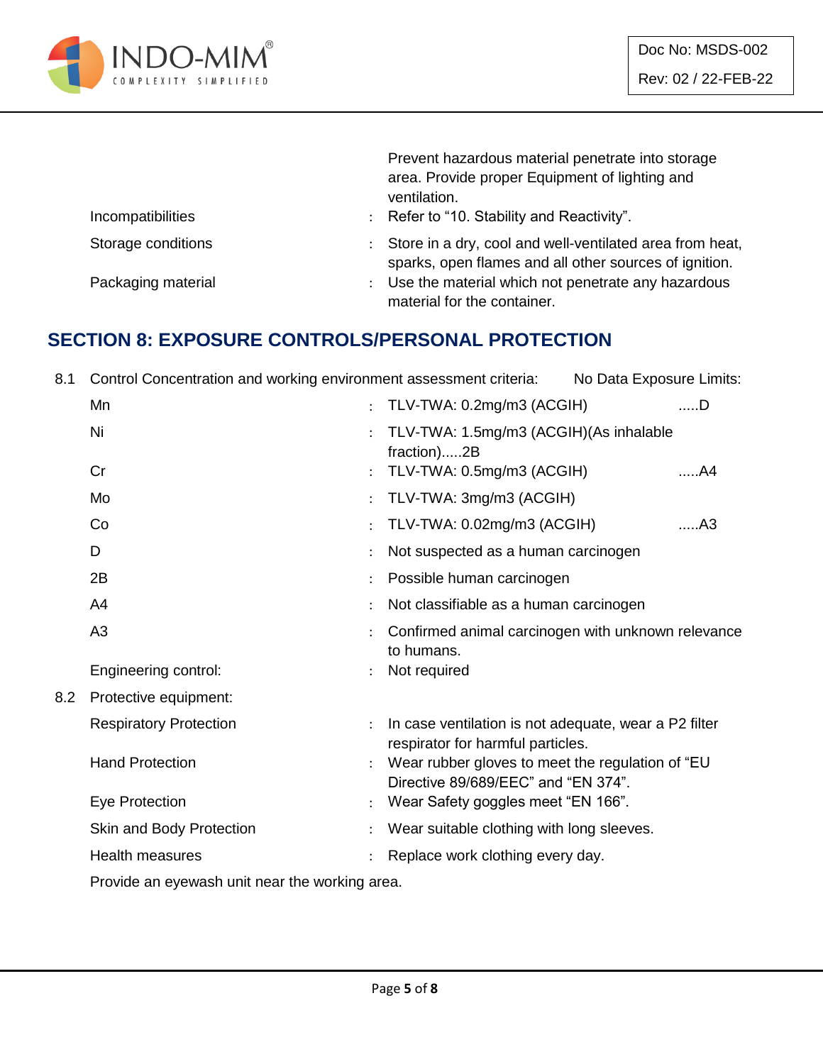| | | |
|---|---|---|
| | | Prevent hazardous material penetrate into storage area. Provide proper Equipment of lighting and ventilation. |
| Incompatibilities | : | Refer to "10. Stability and Reactivity". |
| Storage conditions | : | Store in a dry, cool and well-ventilated area from heat, sparks, open flames and all other sources of ignition. |
| Packaging material | : | Use the material which not penetrate any hazardous material for the container. |

## SECTION 8: EXPOSURE CONTROLS/PERSONAL PROTECTION

8.1 Control Concentration and working environment assessment criteria: No Data Exposure Limits:

| | | |
|---|---|---|
| Mn | : | TLV-TWA: 0.2mg/m3 (ACGIH) .....D |
| Ni | : | TLV-TWA: 1.5mg/m3 (ACGIH)(As inhalable fraction).....2B |
| Cr | : | TLV-TWA: 0.5mg/m3 (ACGIH) .....A4 |
| Mo | : | TLV-TWA: 3mg/m3 (ACGIH) |
| Co | : | TLV-TWA: 0.02mg/m3 (ACGIH) .....A3 |
| D | : | Not suspected as a human carcinogen |
| 2B | : | Possible human carcinogen |
| A4 | : | Not classifiable as a human carcinogen |
| A3 | : | Confirmed animal carcinogen with unknown relevance to humans. |
| Engineering control: | : | Not required |

8.2 Protective equipment:

| | | |
|---|---|---|
| Respiratory Protection | : | In case ventilation is not adequate, wear a P2 filter respirator for harmful particles. |
| Hand Protection | : | Wear rubber gloves to meet the regulation of "EU Directive 89/689/EEC" and "EN 374". |
| Eye Protection | : | Wear Safety goggles meet "EN 166". |
| Skin and Body Protection | : | Wear suitable clothing with long sleeves. |
| Health measures | : | Replace work clothing every day. |

Provide an eyewash unit near the working area.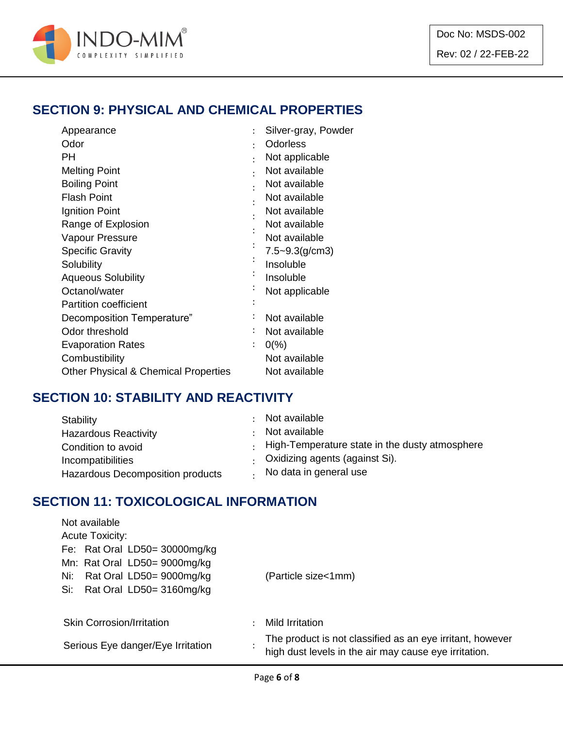## SECTION 9: PHYSICAL AND CHEMICAL PROPERTIES

| | | |
|---|---|---|
| Appearance | : | Silver-gray, Powder |
| Odor | : | Odorless |
| PH | : | Not applicable |
| Melting Point | : | Not available |
| Boiling Point | : | Not available |
| Flash Point | : | Not available |
| Ignition Point | : | Not available |
| Range of Explosion | : | Not available |
| Vapour Pressure | : | Not available |
| Specific Gravity | : | 7.5~9.3(g/cm3) |
| Solubility | : | Insoluble |
| Aqueous Solubility | : | Insoluble |
| Octanol/water | : | Not applicable |
| Partition coefficient | : | |
| Decomposition Temperature" | : | Not available |
| Odor threshold | : | Not available |
| Evaporation Rates | : | 0(%) |
| Combustibility | | Not available |
| Other Physical & Chemical Properties | | Not available |

## SECTION 10: STABILITY AND REACTIVITY

| | | |
|---|---|---|
| Stability | : | Not available |
| Hazardous Reactivity | : | Not available |
| Condition to avoid | : | High-Temperature state in the dusty atmosphere |
| Incompatibilities | : | Oxidizing agents (against Si). |
| Hazardous Decomposition products | : | No data in general use |

## SECTION 11: TOXICOLOGICAL INFORMATION

Not available

Acute Toxicity:

Fe: Rat Oral LD50= 30000mg/kg

Mn: Rat Oral LD50= 9000mg/kg

Ni: Rat Oral LD50= 9000mg/kg (Particle size<1mm)

Si: Rat Oral LD50= 3160mg/kg

| | | |
|---|---|---|
| Skin Corrosion/Irritation | : | Mild Irritation |
| Serious Eye danger/Eye Irritation | : | The product is not classified as an eye irritant, however high dust levels in the air may cause eye irritation. |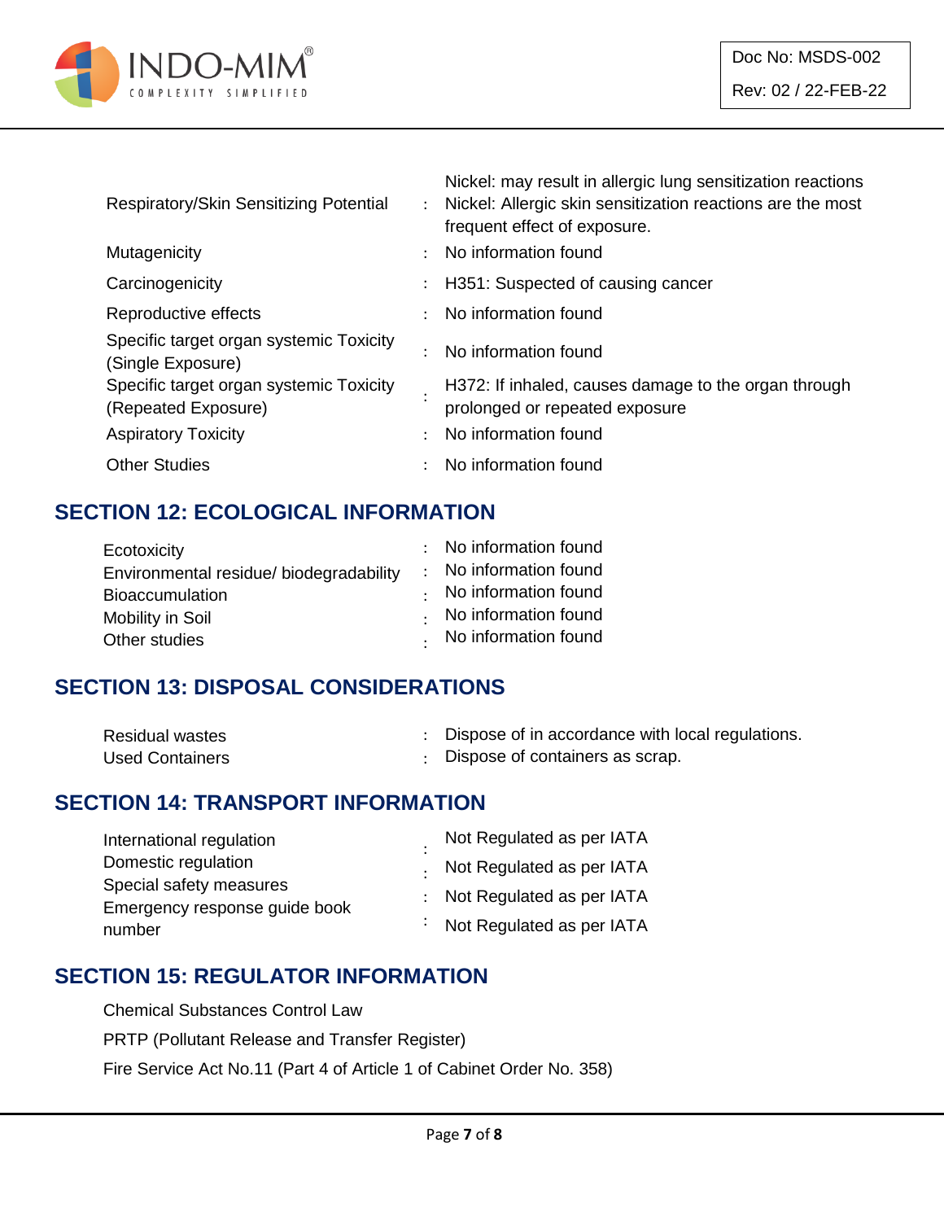| | | |
|---|---|---|
| Respiratory/Skin Sensitizing Potential | : | Nickel: may result in allergic lung sensitization reactions<br>Nickel: Allergic skin sensitization reactions are the most frequent effect of exposure. |
| Mutagenicity | : | No information found |
| Carcinogenicity | : | H351: Suspected of causing cancer |
| Reproductive effects | : | No information found |
| Specific target organ systemic Toxicity (Single Exposure) | : | No information found |
| Specific target organ systemic Toxicity (Repeated Exposure) | : | H372: If inhaled, causes damage to the organ through prolonged or repeated exposure |
| Aspiratory Toxicity | : | No information found |
| Other Studies | : | No information found |

## SECTION 12: ECOLOGICAL INFORMATION

| | | |
|---|---|---|
| Ecotoxicity | : | No information found |
| Environmental residue/ biodegradability | : | No information found |
| Bioaccumulation | : | No information found |
| Mobility in Soil | : | No information found |
| Other studies | : | No information found |

## SECTION 13: DISPOSAL CONSIDERATIONS

| | | |
|---|---|---|
| Residual wastes | : | Dispose of in accordance with local regulations. |
| Used Containers | : | Dispose of containers as scrap. |

## SECTION 14: TRANSPORT INFORMATION

| | | |
|---|---|---|
| International regulation | : | Not Regulated as per IATA |
| Domestic regulation | : | Not Regulated as per IATA |
| Special safety measures | : | Not Regulated as per IATA |
| Emergency response guide book number | : | Not Regulated as per IATA |

## SECTION 15: REGULATOR INFORMATION

Chemical Substances Control Law

PRTP (Pollutant Release and Transfer Register)

Fire Service Act No.11 (Part 4 of Article 1 of Cabinet Order No. 358)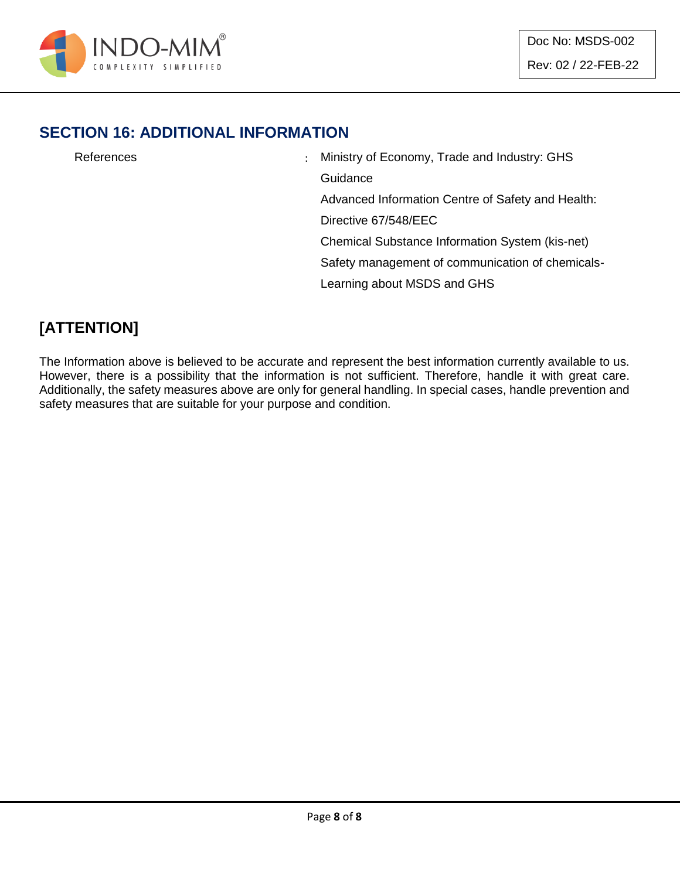## SECTION 16: ADDITIONAL INFORMATION

| | | |
|---|---|---|
| References | : | Ministry of Economy, Trade and Industry: GHS Guidance |
| | | Advanced Information Centre of Safety and Health: Directive 67/548/EEC |
| | | Chemical Substance Information System (kis-net) |
| | | Safety management of communication of chemicals-Learning about MSDS and GHS |

## [ATTENTION]

The Information above is believed to be accurate and represent the best information currently available to us. However, there is a possibility that the information is not sufficient. Therefore, handle it with great care. Additionally, the safety measures above are only for general handling. In special cases, handle prevention and safety measures that are suitable for your purpose and condition.